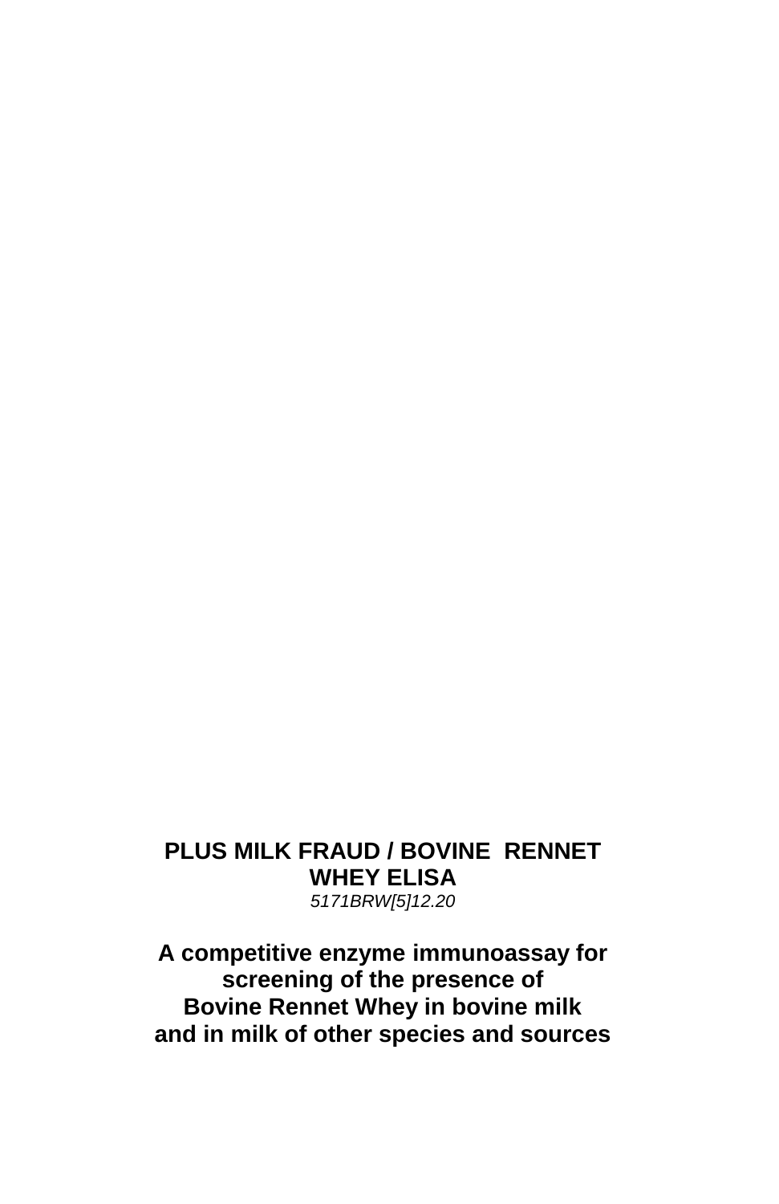# PLUS MILK FRAUD / BOVINE RENNET WHEY ELISA

*5171BRW[5]12.20*

**A competitive enzyme immunoassay for screening of the presence of Bovine Rennet Whey in bovine milk and in milk of other species and sources**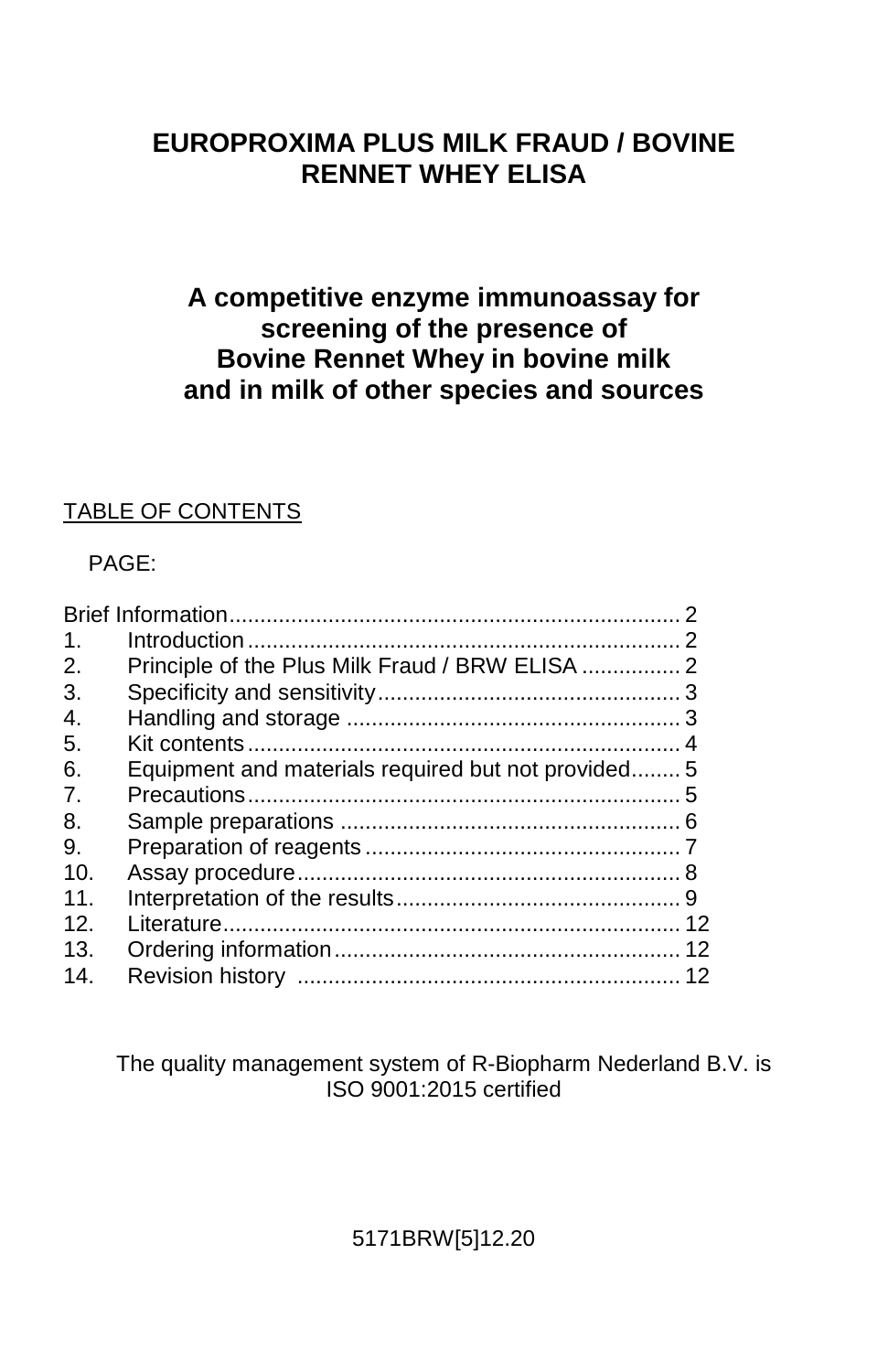# EUROPROXIMA PLUS MILK FRAUD / BOVINE RENNET WHEY ELISA

## A competitive enzyme immunoassay for screening of the presence of Bovine Rennet Whey in bovine milk and in milk of other species and sources

TABLE OF CONTENTS

PAGE:

| | | |
|---|---|---|
| Brief Information | | 2 |
| 1. | Introduction | 2 |
| 2. | Principle of the Plus Milk Fraud / BRW ELISA | 2 |
| 3. | Specificity and sensitivity | 3 |
| 4. | Handling and storage | 3 |
| 5. | Kit contents | 4 |
| 6. | Equipment and materials required but not provided | 5 |
| 7. | Precautions | 5 |
| 8. | Sample preparations | 6 |
| 9. | Preparation of reagents | 7 |
| 10. | Assay procedure | 8 |
| 11. | Interpretation of the results | 9 |
| 12. | Literature | 12 |
| 13. | Ordering information | 12 |
| 14. | Revision history | 12 |

The quality management system of R-Biopharm Nederland B.V. is ISO 9001:2015 certified

5171BRW[5]12.20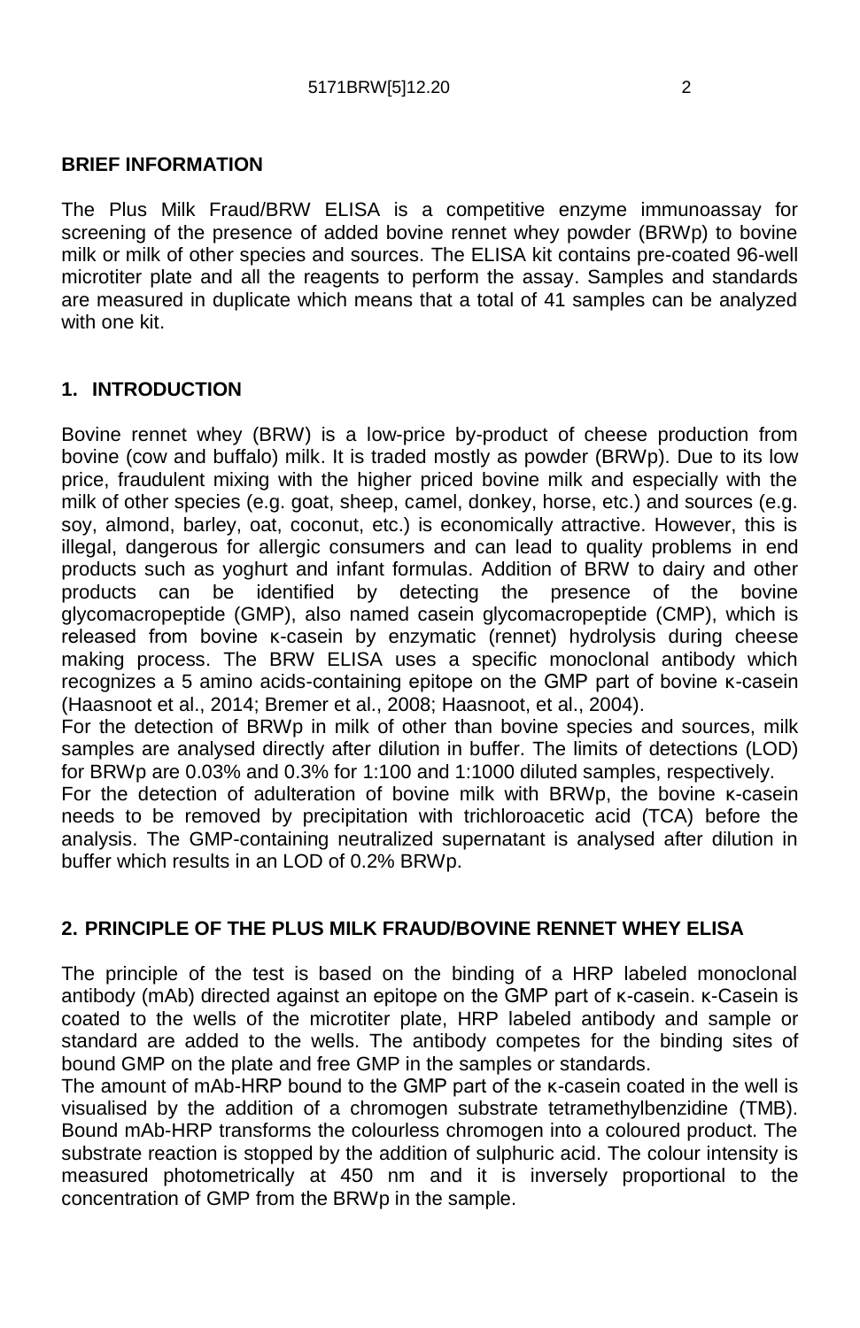## BRIEF INFORMATION

The Plus Milk Fraud/BRW ELISA is a competitive enzyme immunoassay for screening of the presence of added bovine rennet whey powder (BRWp) to bovine milk or milk of other species and sources. The ELISA kit contains pre-coated 96-well microtiter plate and all the reagents to perform the assay. Samples and standards are measured in duplicate which means that a total of 41 samples can be analyzed with one kit.

## 1. INTRODUCTION

Bovine rennet whey (BRW) is a low-price by-product of cheese production from bovine (cow and buffalo) milk. It is traded mostly as powder (BRWp). Due to its low price, fraudulent mixing with the higher priced bovine milk and especially with the milk of other species (e.g. goat, sheep, camel, donkey, horse, etc.) and sources (e.g. soy, almond, barley, oat, coconut, etc.) is economically attractive. However, this is illegal, dangerous for allergic consumers and can lead to quality problems in end products such as yoghurt and infant formulas. Addition of BRW to dairy and other products can be identified by detecting the presence of the bovine glycomacropeptide (GMP), also named casein glycomacropeptide (CMP), which is released from bovine κ-casein by enzymatic (rennet) hydrolysis during cheese making process. The BRW ELISA uses a specific monoclonal antibody which recognizes a 5 amino acids-containing epitope on the GMP part of bovine κ-casein (Haasnoot et al., 2014; Bremer et al., 2008; Haasnoot, et al., 2004).

For the detection of BRWp in milk of other than bovine species and sources, milk samples are analysed directly after dilution in buffer. The limits of detections (LOD) for BRWp are 0.03% and 0.3% for 1:100 and 1:1000 diluted samples, respectively.

For the detection of adulteration of bovine milk with BRWp, the bovine κ-casein needs to be removed by precipitation with trichloroacetic acid (TCA) before the analysis. The GMP-containing neutralized supernatant is analysed after dilution in buffer which results in an LOD of 0.2% BRWp.

## 2. PRINCIPLE OF THE PLUS MILK FRAUD/BOVINE RENNET WHEY ELISA

The principle of the test is based on the binding of a HRP labeled monoclonal antibody (mAb) directed against an epitope on the GMP part of κ-casein. κ-Casein is coated to the wells of the microtiter plate, HRP labeled antibody and sample or standard are added to the wells. The antibody competes for the binding sites of bound GMP on the plate and free GMP in the samples or standards.

The amount of mAb-HRP bound to the GMP part of the κ-casein coated in the well is visualised by the addition of a chromogen substrate tetramethylbenzidine (TMB). Bound mAb-HRP transforms the colourless chromogen into a coloured product. The substrate reaction is stopped by the addition of sulphuric acid. The colour intensity is measured photometrically at 450 nm and it is inversely proportional to the concentration of GMP from the BRWp in the sample.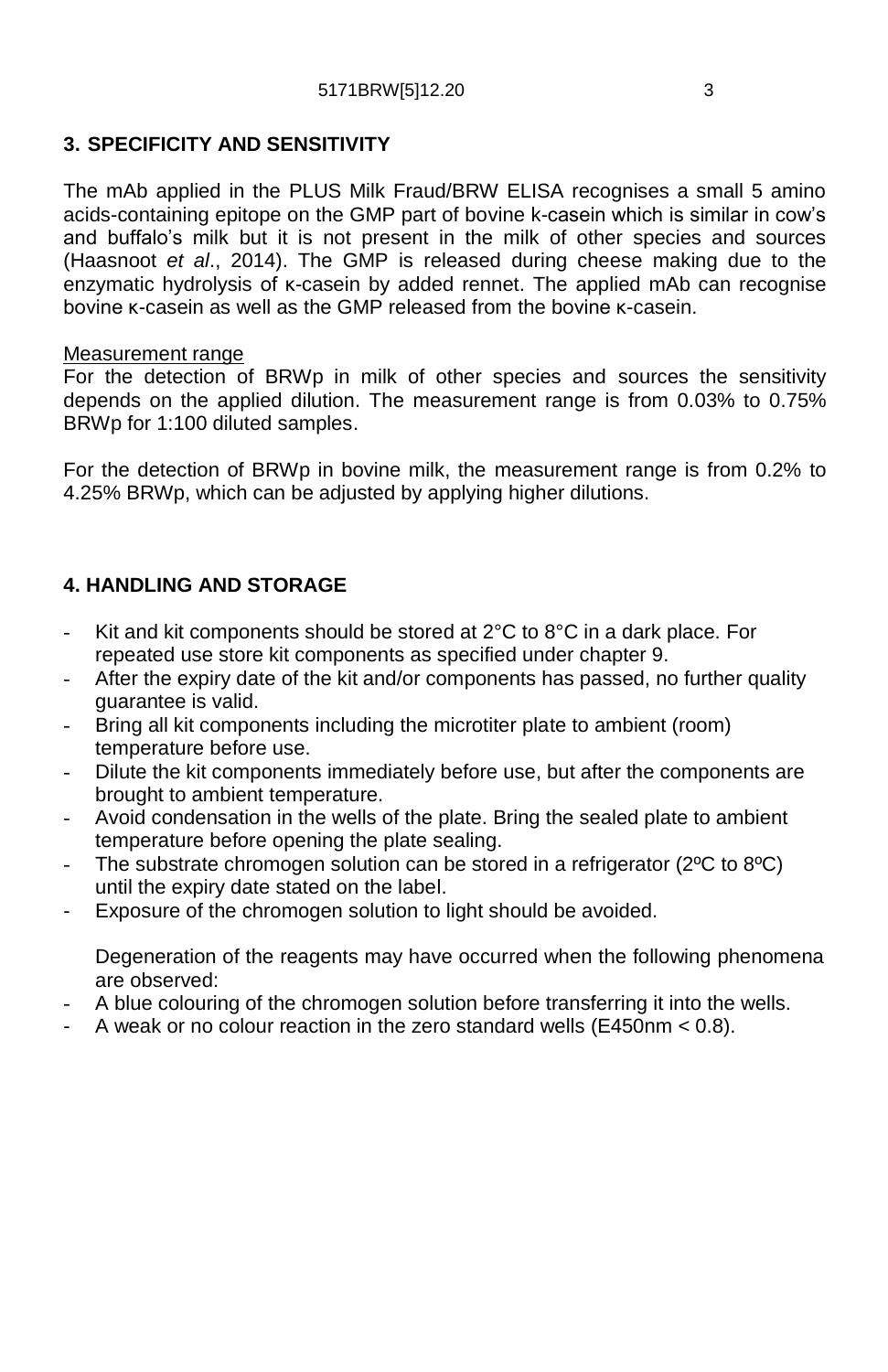## 3. SPECIFICITY AND SENSITIVITY

The mAb applied in the PLUS Milk Fraud/BRW ELISA recognises a small 5 amino acids-containing epitope on the GMP part of bovine k-casein which is similar in cow's and buffalo's milk but it is not present in the milk of other species and sources (Haasnoot *et al*., 2014). The GMP is released during cheese making due to the enzymatic hydrolysis of κ-casein by added rennet. The applied mAb can recognise bovine κ-casein as well as the GMP released from the bovine κ-casein.

<u>Measurement range</u>
For the detection of BRWp in milk of other species and sources the sensitivity depends on the applied dilution. The measurement range is from 0.03% to 0.75% BRWp for 1:100 diluted samples.

For the detection of BRWp in bovine milk, the measurement range is from 0.2% to 4.25% BRWp, which can be adjusted by applying higher dilutions.

## 4. HANDLING AND STORAGE

- Kit and kit components should be stored at 2°C to 8°C in a dark place. For repeated use store kit components as specified under chapter 9.
- After the expiry date of the kit and/or components has passed, no further quality guarantee is valid.
- Bring all kit components including the microtiter plate to ambient (room) temperature before use.
- Dilute the kit components immediately before use, but after the components are brought to ambient temperature.
- Avoid condensation in the wells of the plate. Bring the sealed plate to ambient temperature before opening the plate sealing.
- The substrate chromogen solution can be stored in a refrigerator (2ºC to 8ºC) until the expiry date stated on the label.
- Exposure of the chromogen solution to light should be avoided.

Degeneration of the reagents may have occurred when the following phenomena are observed:

- A blue colouring of the chromogen solution before transferring it into the wells.
- A weak or no colour reaction in the zero standard wells ($E_{450nm} < 0.8$).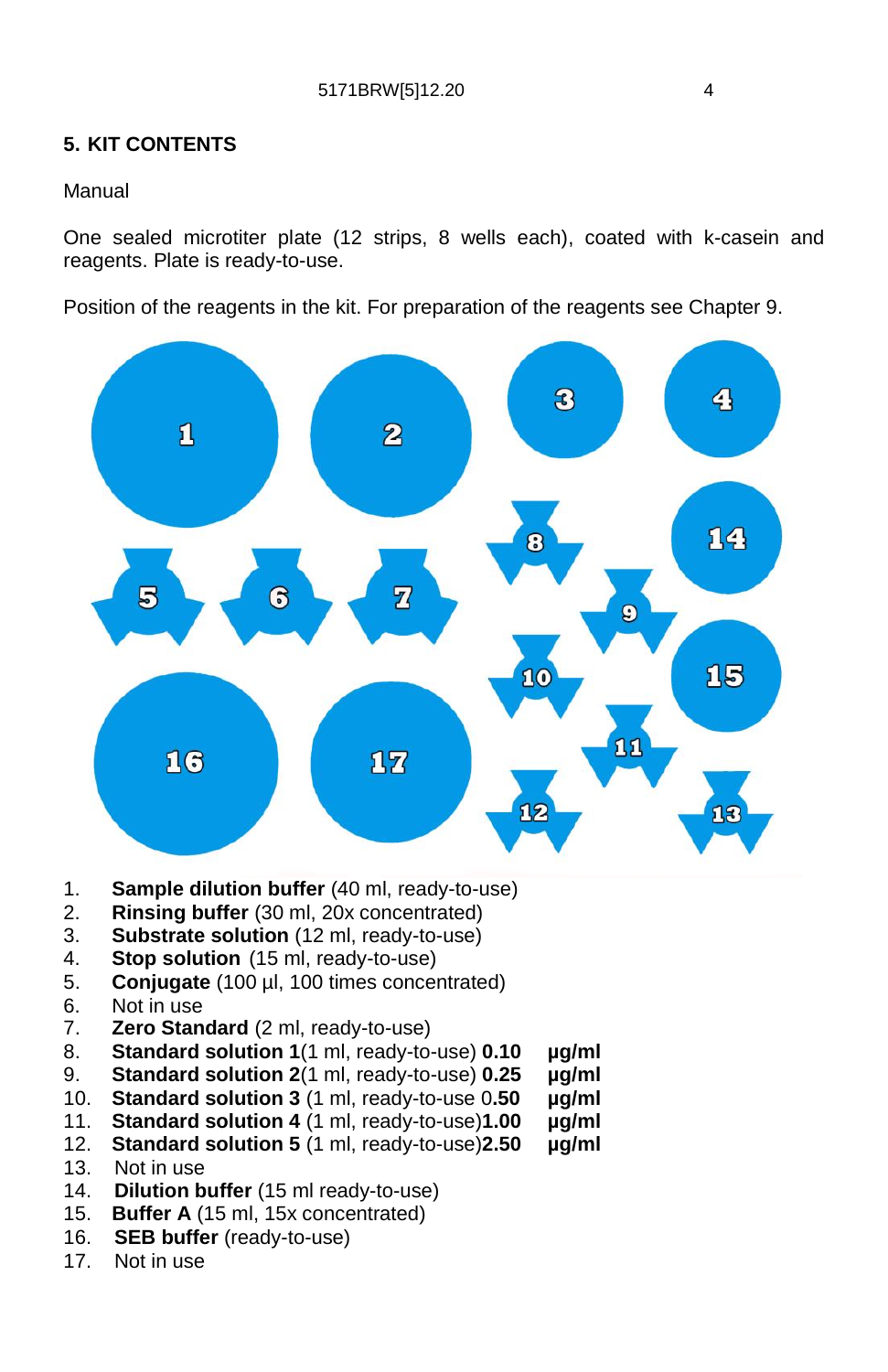## 5. KIT CONTENTS

Manual

One sealed microtiter plate (12 strips, 8 wells each), coated with k-casein and reagents. Plate is ready-to-use.

Position of the reagents in the kit. For preparation of the reagents see Chapter 9.

1. **Sample dilution buffer** (40 ml, ready-to-use)
2. **Rinsing buffer** (30 ml, 20x concentrated)
3. **Substrate solution** (12 ml, ready-to-use)
4. **Stop solution** (15 ml, ready-to-use)
5. **Conjugate** (100 µl, 100 times concentrated)
6. Not in use
7. **Zero Standard** (2 ml, ready-to-use)
8. **Standard solution 1**(1 ml, ready-to-use) **0.10 µg/ml**
9. **Standard solution 2**(1 ml, ready-to-use) **0.25 µg/ml**
10. **Standard solution 3** (1 ml, ready-to-use 0.**50 µg/ml**
11. **Standard solution 4** (1 ml, ready-to-use)**1.00 µg/ml**
12. **Standard solution 5** (1 ml, ready-to-use)**2.50 µg/ml**
13. Not in use
14. **Dilution buffer** (15 ml ready-to-use)
15. **Buffer A** (15 ml, 15x concentrated)
16. **SEB buffer** (ready-to-use)
17. Not in use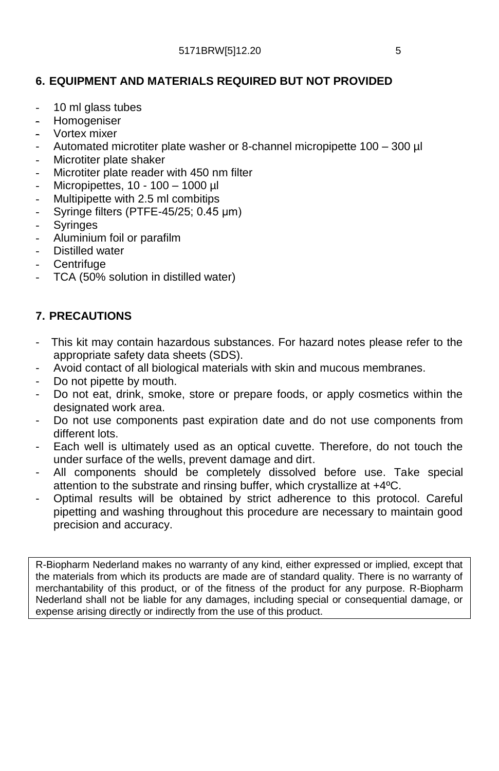## 6. EQUIPMENT AND MATERIALS REQUIRED BUT NOT PROVIDED

- 10 ml glass tubes
- Homogeniser
- Vortex mixer
- Automated microtiter plate washer or 8-channel micropipette 100 – 300 µl
- Microtiter plate shaker
- Microtiter plate reader with 450 nm filter
- Micropipettes, 10 - 100 – 1000 µl
- Multipipette with 2.5 ml combitips
- Syringe filters (PTFE-45/25; 0.45 µm)
- Syringes
- Aluminium foil or parafilm
- Distilled water
- Centrifuge
- TCA (50% solution in distilled water)

## 7. PRECAUTIONS

- This kit may contain hazardous substances. For hazard notes please refer to the appropriate safety data sheets (SDS).
- Avoid contact of all biological materials with skin and mucous membranes.
- Do not pipette by mouth.
- Do not eat, drink, smoke, store or prepare foods, or apply cosmetics within the designated work area.
- Do not use components past expiration date and do not use components from different lots.
- Each well is ultimately used as an optical cuvette. Therefore, do not touch the under surface of the wells, prevent damage and dirt.
- All components should be completely dissolved before use. Take special attention to the substrate and rinsing buffer, which crystallize at +4ºC.
- Optimal results will be obtained by strict adherence to this protocol. Careful pipetting and washing throughout this procedure are necessary to maintain good precision and accuracy.

R-Biopharm Nederland makes no warranty of any kind, either expressed or implied, except that the materials from which its products are made are of standard quality. There is no warranty of merchantability of this product, or of the fitness of the product for any purpose. R-Biopharm Nederland shall not be liable for any damages, including special or consequential damage, or expense arising directly or indirectly from the use of this product.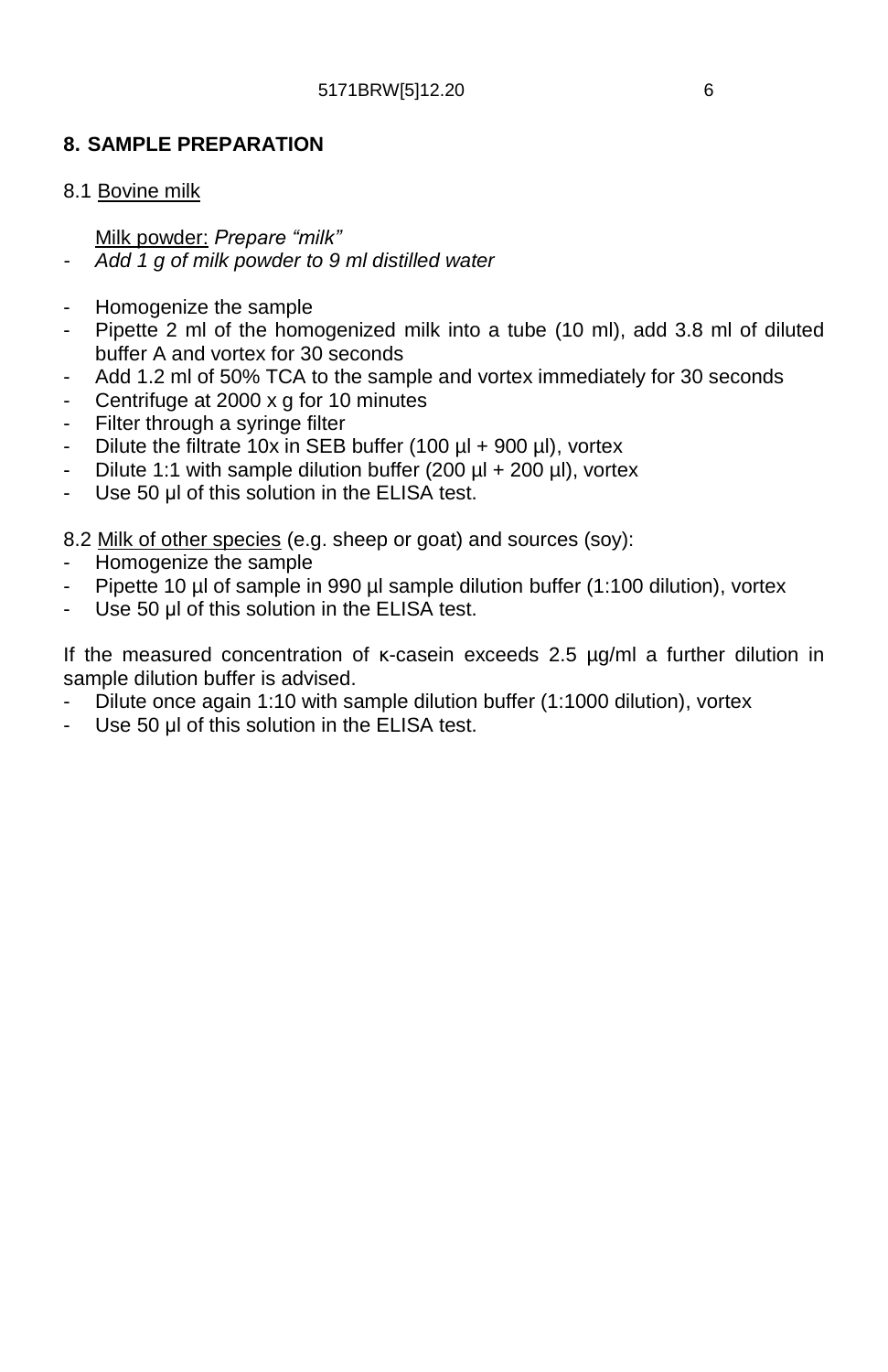## 8. SAMPLE PREPARATION

8.1 Bovine milk

Milk powder: *Prepare "milk"*

- *Add 1 g of milk powder to 9 ml distilled water*

- Homogenize the sample
- Pipette 2 ml of the homogenized milk into a tube (10 ml), add 3.8 ml of diluted buffer A and vortex for 30 seconds
- Add 1.2 ml of 50% TCA to the sample and vortex immediately for 30 seconds
- Centrifuge at 2000 x g for 10 minutes
- Filter through a syringe filter
- Dilute the filtrate 10x in SEB buffer (100 µl + 900 µl), vortex
- Dilute 1:1 with sample dilution buffer (200 µl + 200 µl), vortex
- Use 50 µl of this solution in the ELISA test.

8.2 Milk of other species (e.g. sheep or goat) and sources (soy):

- Homogenize the sample
- Pipette 10 µl of sample in 990 µl sample dilution buffer (1:100 dilution), vortex
- Use 50 µl of this solution in the ELISA test.

If the measured concentration of κ-casein exceeds 2.5 µg/ml a further dilution in sample dilution buffer is advised.

- Dilute once again 1:10 with sample dilution buffer (1:1000 dilution), vortex
- Use 50 µl of this solution in the ELISA test.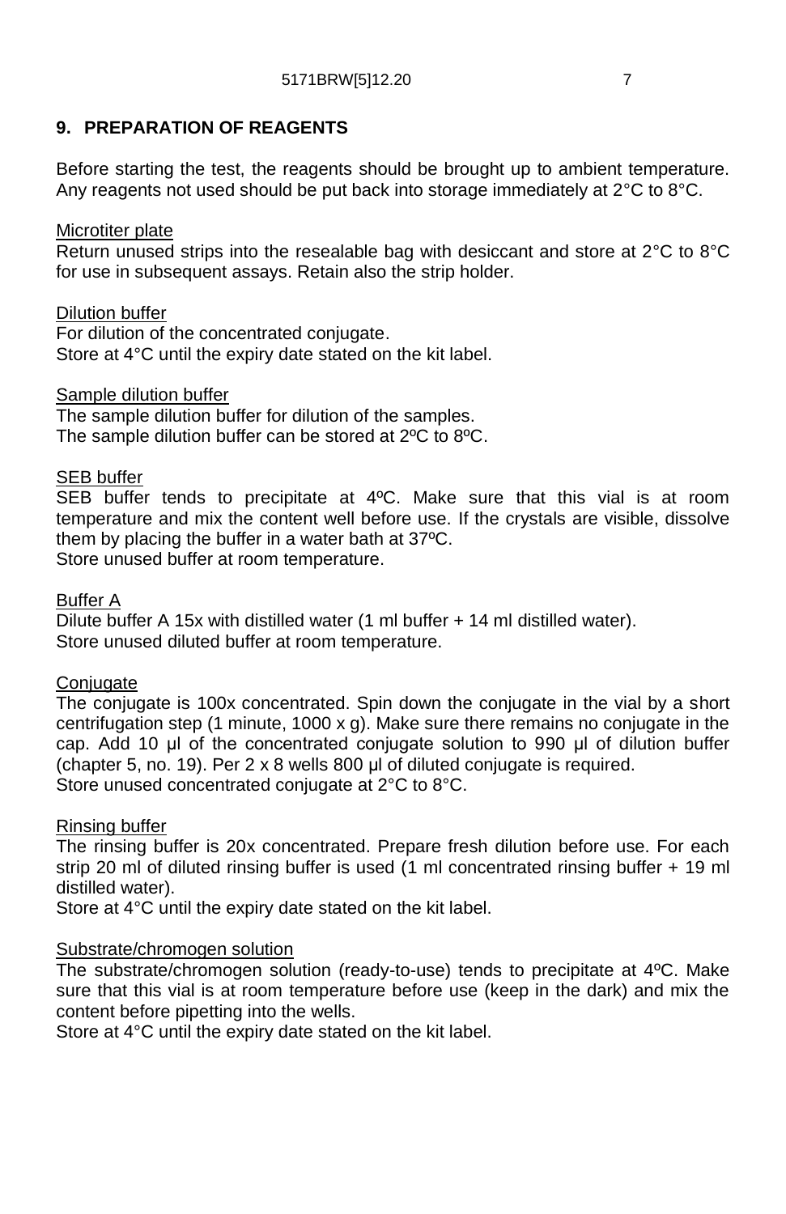## 9. PREPARATION OF REAGENTS

Before starting the test, the reagents should be brought up to ambient temperature. Any reagents not used should be put back into storage immediately at 2°C to 8°C.

<u>Microtiter plate</u>
Return unused strips into the resealable bag with desiccant and store at 2°C to 8°C for use in subsequent assays. Retain also the strip holder.

<u>Dilution buffer</u>
For dilution of the concentrated conjugate.
Store at 4°C until the expiry date stated on the kit label.

<u>Sample dilution buffer</u>
The sample dilution buffer for dilution of the samples.
The sample dilution buffer can be stored at 2ºC to 8ºC.

<u>SEB buffer</u>
SEB buffer tends to precipitate at 4ºC. Make sure that this vial is at room temperature and mix the content well before use. If the crystals are visible, dissolve them by placing the buffer in a water bath at 37ºC.
Store unused buffer at room temperature.

<u>Buffer A</u>
Dilute buffer A 15x with distilled water (1 ml buffer + 14 ml distilled water).
Store unused diluted buffer at room temperature.

<u>Conjugate</u>
The conjugate is 100x concentrated. Spin down the conjugate in the vial by a short centrifugation step (1 minute, 1000 x g). Make sure there remains no conjugate in the cap. Add 10 µl of the concentrated conjugate solution to 990 µl of dilution buffer (chapter 5, no. 19). Per 2 x 8 wells 800 µl of diluted conjugate is required.
Store unused concentrated conjugate at 2°C to 8°C.

<u>Rinsing buffer</u>
The rinsing buffer is 20x concentrated. Prepare fresh dilution before use. For each strip 20 ml of diluted rinsing buffer is used (1 ml concentrated rinsing buffer + 19 ml distilled water).
Store at 4°C until the expiry date stated on the kit label.

<u>Substrate/chromogen solution</u>
The substrate/chromogen solution (ready-to-use) tends to precipitate at 4ºC. Make sure that this vial is at room temperature before use (keep in the dark) and mix the content before pipetting into the wells.
Store at 4°C until the expiry date stated on the kit label.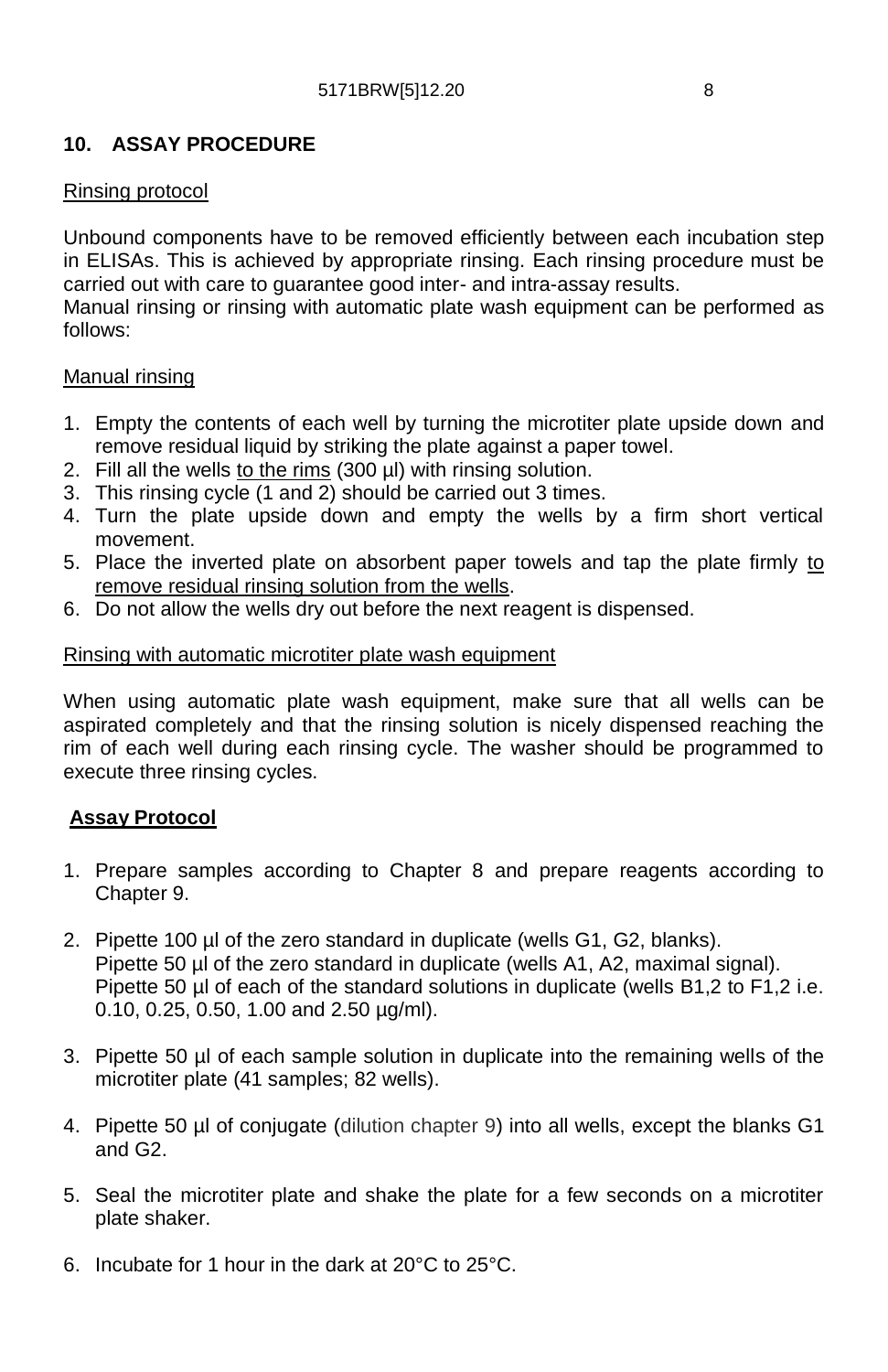## 10. ASSAY PROCEDURE

Rinsing protocol

Unbound components have to be removed efficiently between each incubation step in ELISAs. This is achieved by appropriate rinsing. Each rinsing procedure must be carried out with care to guarantee good inter- and intra-assay results.
Manual rinsing or rinsing with automatic plate wash equipment can be performed as follows:

Manual rinsing

1. Empty the contents of each well by turning the microtiter plate upside down and remove residual liquid by striking the plate against a paper towel.
2. Fill all the wells to the rims (300 µl) with rinsing solution.
3. This rinsing cycle (1 and 2) should be carried out 3 times.
4. Turn the plate upside down and empty the wells by a firm short vertical movement.
5. Place the inverted plate on absorbent paper towels and tap the plate firmly to remove residual rinsing solution from the wells.
6. Do not allow the wells dry out before the next reagent is dispensed.

Rinsing with automatic microtiter plate wash equipment

When using automatic plate wash equipment, make sure that all wells can be aspirated completely and that the rinsing solution is nicely dispensed reaching the rim of each well during each rinsing cycle. The washer should be programmed to execute three rinsing cycles.

**Assay Protocol**

1. Prepare samples according to Chapter 8 and prepare reagents according to Chapter 9.

2. Pipette 100 µl of the zero standard in duplicate (wells G1, G2, blanks).
   Pipette 50 µl of the zero standard in duplicate (wells A1, A2, maximal signal).
   Pipette 50 µl of each of the standard solutions in duplicate (wells B1,2 to F1,2 i.e. 0.10, 0.25, 0.50, 1.00 and 2.50 µg/ml).

3. Pipette 50 µl of each sample solution in duplicate into the remaining wells of the microtiter plate (41 samples; 82 wells).

4. Pipette 50 µl of conjugate (dilution chapter 9) into all wells, except the blanks G1 and G2.

5. Seal the microtiter plate and shake the plate for a few seconds on a microtiter plate shaker.

6. Incubate for 1 hour in the dark at 20°C to 25°C.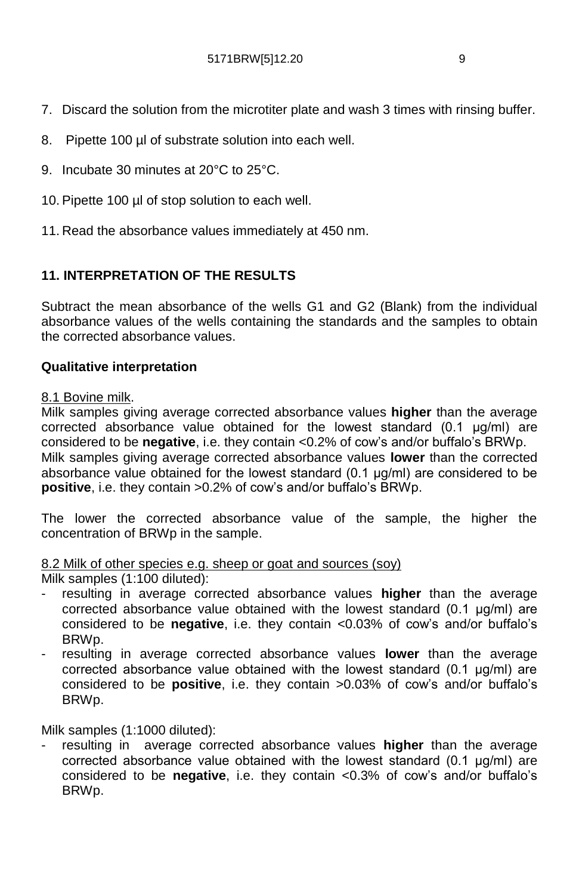7. Discard the solution from the microtiter plate and wash 3 times with rinsing buffer.

8. Pipette 100 µl of substrate solution into each well.

9. Incubate 30 minutes at 20°C to 25°C.

10. Pipette 100 µl of stop solution to each well.

11. Read the absorbance values immediately at 450 nm.

## 11. INTERPRETATION OF THE RESULTS

Subtract the mean absorbance of the wells G1 and G2 (Blank) from the individual absorbance values of the wells containing the standards and the samples to obtain the corrected absorbance values.

### Qualitative interpretation

8.1 Bovine milk.

Milk samples giving average corrected absorbance values **higher** than the average corrected absorbance value obtained for the lowest standard (0.1 µg/ml) are considered to be **negative**, i.e. they contain <0.2% of cow's and/or buffalo's BRWp.
Milk samples giving average corrected absorbance values **lower** than the corrected absorbance value obtained for the lowest standard (0.1 µg/ml) are considered to be **positive**, i.e. they contain >0.2% of cow's and/or buffalo's BRWp.

The lower the corrected absorbance value of the sample, the higher the concentration of BRWp in the sample.

8.2 Milk of other species e.g. sheep or goat and sources (soy)

Milk samples (1:100 diluted):

- resulting in average corrected absorbance values **higher** than the average corrected absorbance value obtained with the lowest standard (0.1 µg/ml) are considered to be **negative**, i.e. they contain <0.03% of cow's and/or buffalo's BRWp.
- resulting in average corrected absorbance values **lower** than the average corrected absorbance value obtained with the lowest standard (0.1 µg/ml) are considered to be **positive**, i.e. they contain >0.03% of cow's and/or buffalo's BRWp.

Milk samples (1:1000 diluted):

- resulting in average corrected absorbance values **higher** than the average corrected absorbance value obtained with the lowest standard (0.1 µg/ml) are considered to be **negative**, i.e. they contain <0.3% of cow's and/or buffalo's BRWp.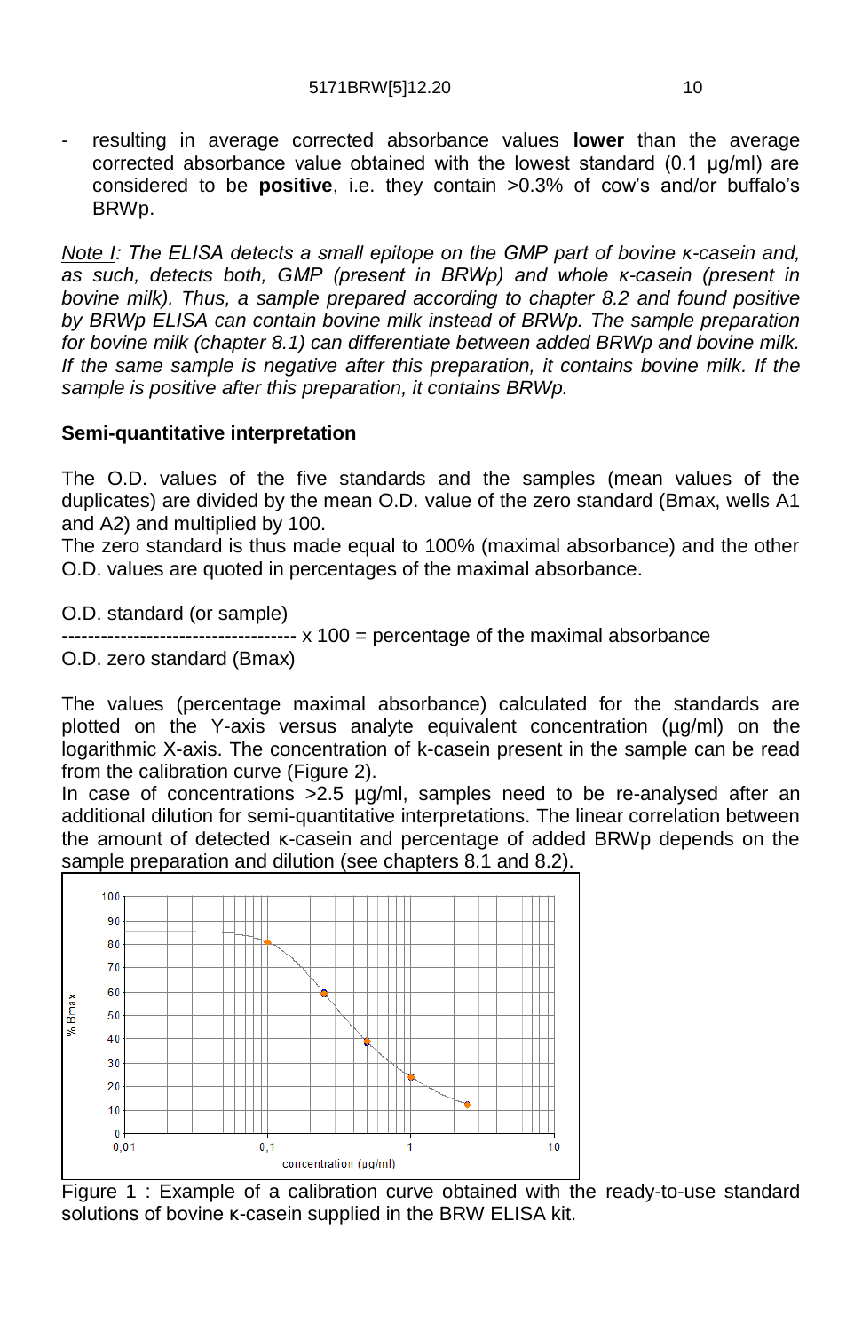- resulting in average corrected absorbance values **lower** than the average corrected absorbance value obtained with the lowest standard (0.1 µg/ml) are considered to be **positive**, i.e. they contain >0.3% of cow's and/or buffalo's BRWp.

*<u>Note I</u>: The ELISA detects a small epitope on the GMP part of bovine κ-casein and, as such, detects both, GMP (present in BRWp) and whole κ-casein (present in bovine milk). Thus, a sample prepared according to chapter 8.2 and found positive by BRWp ELISA can contain bovine milk instead of BRWp. The sample preparation for bovine milk (chapter 8.1) can differentiate between added BRWp and bovine milk. If the same sample is negative after this preparation, it contains bovine milk. If the sample is positive after this preparation, it contains BRWp.*

**Semi-quantitative interpretation**

The O.D. values of the five standards and the samples (mean values of the duplicates) are divided by the mean O.D. value of the zero standard (Bmax, wells A1 and A2) and multiplied by 100.
The zero standard is thus made equal to 100% (maximal absorbance) and the other O.D. values are quoted in percentages of the maximal absorbance.

$$\frac{\text{O.D. standard (or sample)}}{\text{O.D. zero standard (Bmax)}} \times 100 = \text{percentage of the maximal absorbance}$$

The values (percentage maximal absorbance) calculated for the standards are plotted on the Y-axis versus analyte equivalent concentration (µg/ml) on the logarithmic X-axis. The concentration of k-casein present in the sample can be read from the calibration curve (Figure 2).
In case of concentrations >2.5 µg/ml, samples need to be re-analysed after an additional dilution for semi-quantitative interpretations. The linear correlation between the amount of detected κ-casein and percentage of added BRWp depends on the sample preparation and dilution (see chapters 8.1 and 8.2).

Figure 1 : Example of a calibration curve obtained with the ready-to-use standard solutions of bovine κ-casein supplied in the BRW ELISA kit.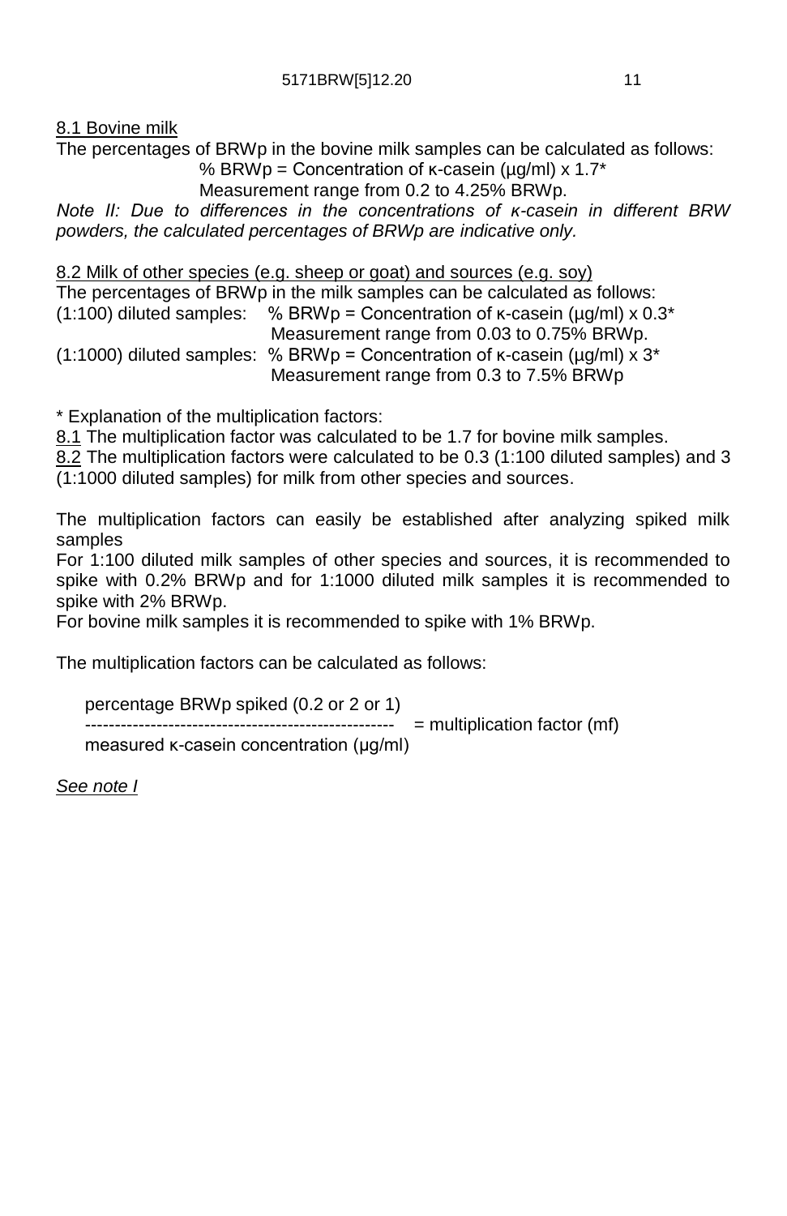8.1 Bovine milk

The percentages of BRWp in the bovine milk samples can be calculated as follows:

% BRWp = Concentration of κ-casein (µg/ml) x 1.7*

Measurement range from 0.2 to 4.25% BRWp.

*Note II: Due to differences in the concentrations of κ-casein in different BRW powders, the calculated percentages of BRWp are indicative only.*

8.2 Milk of other species (e.g. sheep or goat) and sources (e.g. soy)

The percentages of BRWp in the milk samples can be calculated as follows:

(1:100) diluted samples: % BRWp = Concentration of κ-casein (µg/ml) x 0.3*

Measurement range from 0.03 to 0.75% BRWp.

(1:1000) diluted samples: % BRWp = Concentration of κ-casein (µg/ml) x 3*

Measurement range from 0.3 to 7.5% BRWp

* Explanation of the multiplication factors:

8.1 The multiplication factor was calculated to be 1.7 for bovine milk samples.

8.2 The multiplication factors were calculated to be 0.3 (1:100 diluted samples) and 3 (1:1000 diluted samples) for milk from other species and sources.

The multiplication factors can easily be established after analyzing spiked milk samples

For 1:100 diluted milk samples of other species and sources, it is recommended to spike with 0.2% BRWp and for 1:1000 diluted milk samples it is recommended to spike with 2% BRWp.

For bovine milk samples it is recommended to spike with 1% BRWp.

The multiplication factors can be calculated as follows:

$$\frac{\text{percentage BRWp spiked (0.2 or 2 or 1)}}{\text{measured κ-casein concentration (µg/ml)}} = \text{multiplication factor (mf)}$$

*See note I*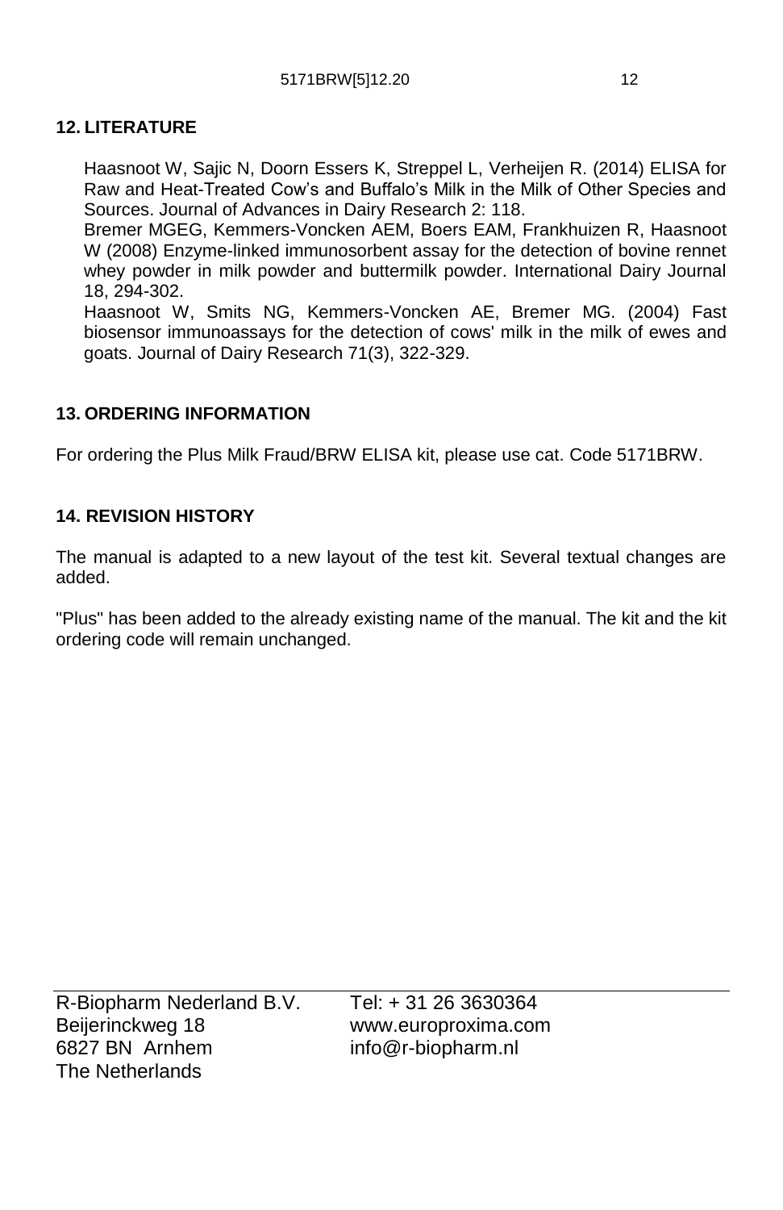## 12. LITERATURE

Haasnoot W, Sajic N, Doorn Essers K, Streppel L, Verheijen R. (2014) ELISA for Raw and Heat-Treated Cow's and Buffalo's Milk in the Milk of Other Species and Sources. Journal of Advances in Dairy Research 2: 118.

Bremer MGEG, Kemmers-Voncken AEM, Boers EAM, Frankhuizen R, Haasnoot W (2008) Enzyme-linked immunosorbent assay for the detection of bovine rennet whey powder in milk powder and buttermilk powder. International Dairy Journal 18, 294-302.

Haasnoot W, Smits NG, Kemmers-Voncken AE, Bremer MG. (2004) Fast biosensor immunoassays for the detection of cows' milk in the milk of ewes and goats. Journal of Dairy Research 71(3), 322-329.

## 13. ORDERING INFORMATION

For ordering the Plus Milk Fraud/BRW ELISA kit, please use cat. Code 5171BRW.

## 14. REVISION HISTORY

The manual is adapted to a new layout of the test kit. Several textual changes are added.

"Plus" has been added to the already existing name of the manual. The kit and the kit ordering code will remain unchanged.

R-Biopharm Nederland B.V.
Beijerinckweg 18
6827 BN Arnhem
The Netherlands

Tel: + 31 26 3630364
www.europroxima.com
info@r-biopharm.nl